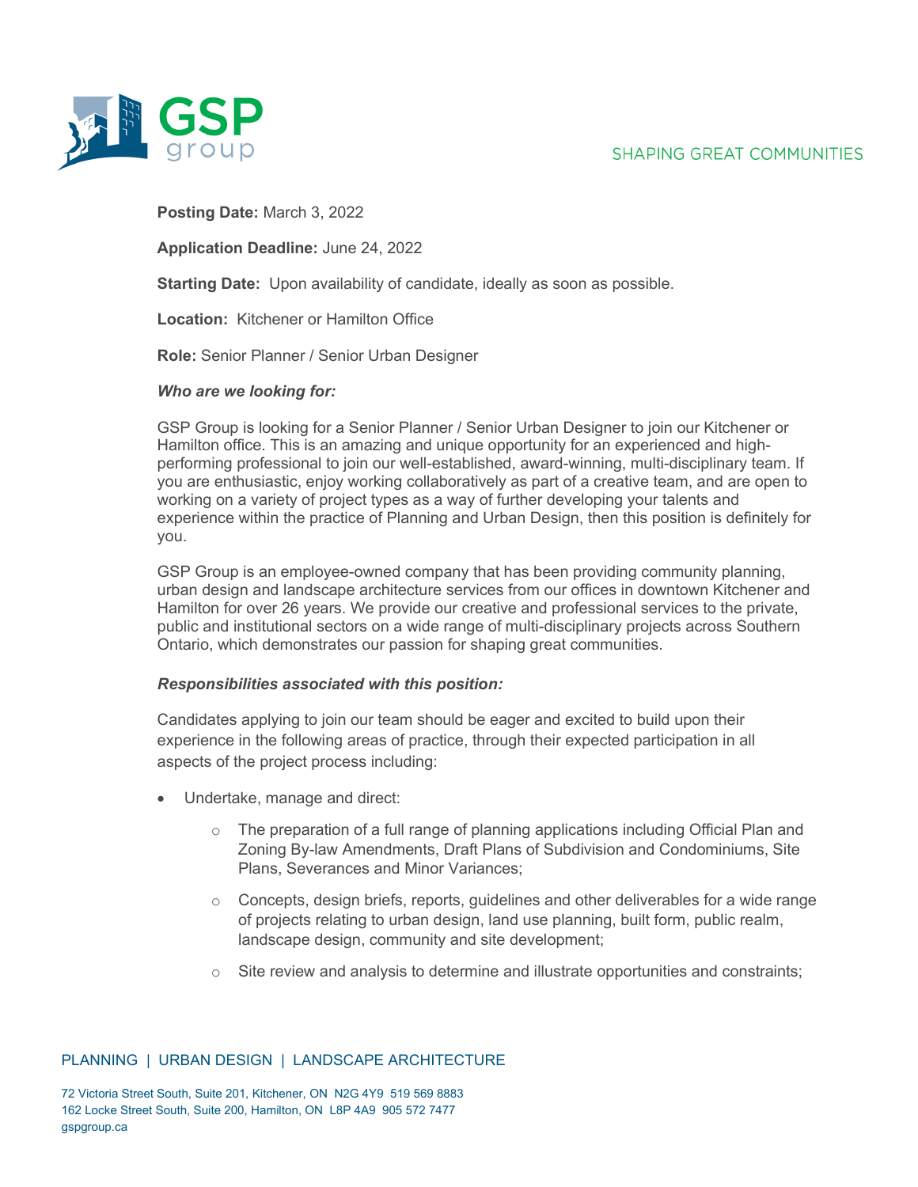**Posting Date:** March 3, 2022

**Application Deadline:** June 24, 2022

**Starting Date:** Upon availability of candidate, ideally as soon as possible.

**Location:** Kitchener or Hamilton Office

**Role:** Senior Planner / Senior Urban Designer

***Who are we looking for:***

GSP Group is looking for a Senior Planner / Senior Urban Designer to join our Kitchener or Hamilton office. This is an amazing and unique opportunity for an experienced and high-performing professional to join our well-established, award-winning, multi-disciplinary team. If you are enthusiastic, enjoy working collaboratively as part of a creative team, and are open to working on a variety of project types as a way of further developing your talents and experience within the practice of Planning and Urban Design, then this position is definitely for you.

GSP Group is an employee-owned company that has been providing community planning, urban design and landscape architecture services from our offices in downtown Kitchener and Hamilton for over 26 years. We provide our creative and professional services to the private, public and institutional sectors on a wide range of multi-disciplinary projects across Southern Ontario, which demonstrates our passion for shaping great communities.

***Responsibilities associated with this position:***

Candidates applying to join our team should be eager and excited to build upon their experience in the following areas of practice, through their expected participation in all aspects of the project process including:

- Undertake, manage and direct:
  - The preparation of a full range of planning applications including Official Plan and Zoning By-law Amendments, Draft Plans of Subdivision and Condominiums, Site Plans, Severances and Minor Variances;
  - Concepts, design briefs, reports, guidelines and other deliverables for a wide range of projects relating to urban design, land use planning, built form, public realm, landscape design, community and site development;
  - Site review and analysis to determine and illustrate opportunities and constraints;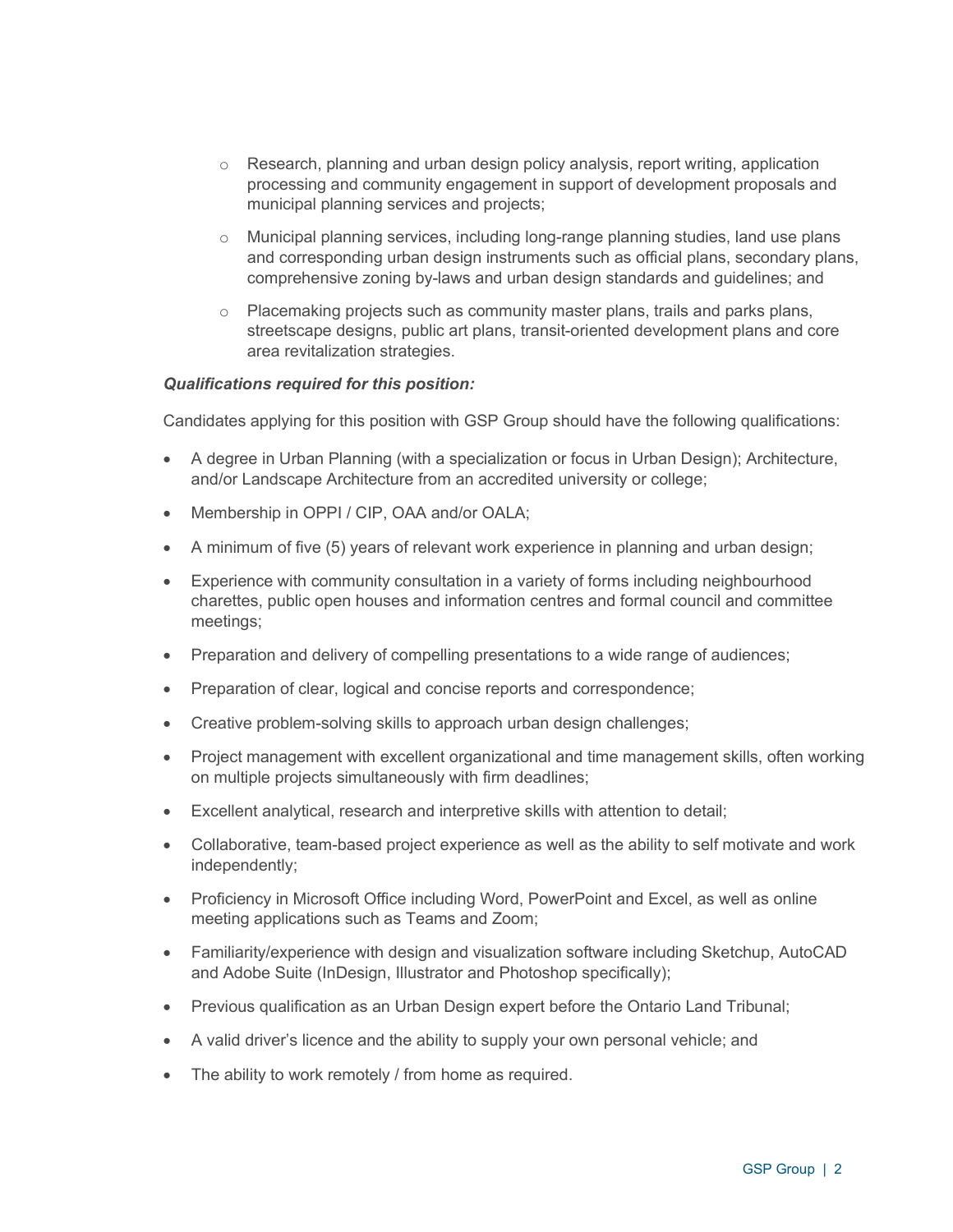- Research, planning and urban design policy analysis, report writing, application processing and community engagement in support of development proposals and municipal planning services and projects;
  - Municipal planning services, including long-range planning studies, land use plans and corresponding urban design instruments such as official plans, secondary plans, comprehensive zoning by-laws and urban design standards and guidelines; and
  - Placemaking projects such as community master plans, trails and parks plans, streetscape designs, public art plans, transit-oriented development plans and core area revitalization strategies.

***Qualifications required for this position:***

Candidates applying for this position with GSP Group should have the following qualifications:

- A degree in Urban Planning (with a specialization or focus in Urban Design); Architecture, and/or Landscape Architecture from an accredited university or college;
- Membership in OPPI / CIP, OAA and/or OALA;
- A minimum of five (5) years of relevant work experience in planning and urban design;
- Experience with community consultation in a variety of forms including neighbourhood charettes, public open houses and information centres and formal council and committee meetings;
- Preparation and delivery of compelling presentations to a wide range of audiences;
- Preparation of clear, logical and concise reports and correspondence;
- Creative problem-solving skills to approach urban design challenges;
- Project management with excellent organizational and time management skills, often working on multiple projects simultaneously with firm deadlines;
- Excellent analytical, research and interpretive skills with attention to detail;
- Collaborative, team-based project experience as well as the ability to self motivate and work independently;
- Proficiency in Microsoft Office including Word, PowerPoint and Excel, as well as online meeting applications such as Teams and Zoom;
- Familiarity/experience with design and visualization software including Sketchup, AutoCAD and Adobe Suite (InDesign, Illustrator and Photoshop specifically);
- Previous qualification as an Urban Design expert before the Ontario Land Tribunal;
- A valid driver's licence and the ability to supply your own personal vehicle; and
- The ability to work remotely / from home as required.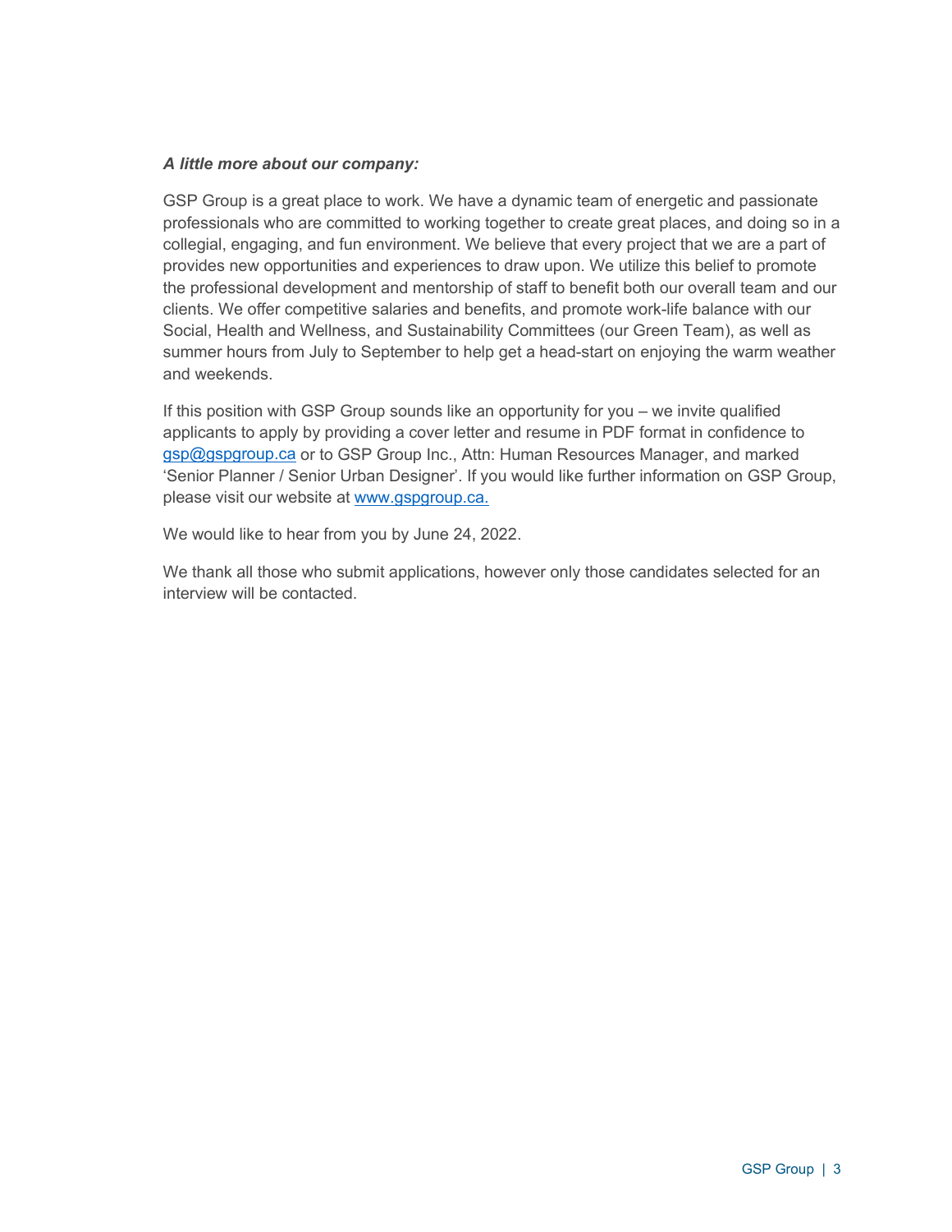***A little more about our company:***

GSP Group is a great place to work. We have a dynamic team of energetic and passionate professionals who are committed to working together to create great places, and doing so in a collegial, engaging, and fun environment. We believe that every project that we are a part of provides new opportunities and experiences to draw upon. We utilize this belief to promote the professional development and mentorship of staff to benefit both our overall team and our clients. We offer competitive salaries and benefits, and promote work-life balance with our Social, Health and Wellness, and Sustainability Committees (our Green Team), as well as summer hours from July to September to help get a head-start on enjoying the warm weather and weekends.

If this position with GSP Group sounds like an opportunity for you – we invite qualified applicants to apply by providing a cover letter and resume in PDF format in confidence to [gsp@gspgroup.ca](mailto:gsp@gspgroup.ca) or to GSP Group Inc., Attn: Human Resources Manager, and marked 'Senior Planner / Senior Urban Designer'. If you would like further information on GSP Group, please visit our website at [www.gspgroup.ca.](http://www.gspgroup.ca)

We would like to hear from you by June 24, 2022.

We thank all those who submit applications, however only those candidates selected for an interview will be contacted.